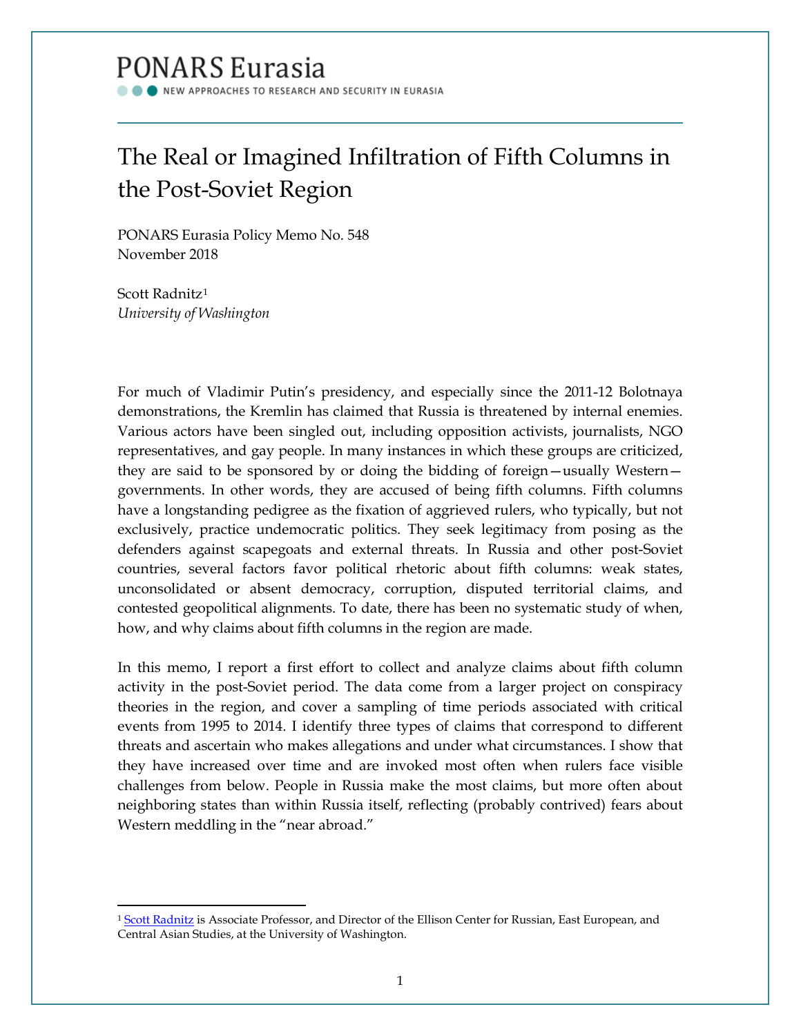PONARS Eurasia

NEW APPROACHES TO RESEARCH AND SECURITY IN EURASIA

# The Real or Imagined Infiltration of Fifth Columns in the Post-Soviet Region

PONARS Eurasia Policy Memo No. 548
November 2018

Scott Radnitz[1]
*University of Washington*

For much of Vladimir Putin's presidency, and especially since the 2011-12 Bolotnaya demonstrations, the Kremlin has claimed that Russia is threatened by internal enemies. Various actors have been singled out, including opposition activists, journalists, NGO representatives, and gay people. In many instances in which these groups are criticized, they are said to be sponsored by or doing the bidding of foreign—usually Western—governments. In other words, they are accused of being fifth columns. Fifth columns have a longstanding pedigree as the fixation of aggrieved rulers, who typically, but not exclusively, practice undemocratic politics. They seek legitimacy from posing as the defenders against scapegoats and external threats. In Russia and other post-Soviet countries, several factors favor political rhetoric about fifth columns: weak states, unconsolidated or absent democracy, corruption, disputed territorial claims, and contested geopolitical alignments. To date, there has been no systematic study of when, how, and why claims about fifth columns in the region are made.

In this memo, I report a first effort to collect and analyze claims about fifth column activity in the post-Soviet period. The data come from a larger project on conspiracy theories in the region, and cover a sampling of time periods associated with critical events from 1995 to 2014. I identify three types of claims that correspond to different threats and ascertain who makes allegations and under what circumstances. I show that they have increased over time and are invoked most often when rulers face visible challenges from below. People in Russia make the most claims, but more often about neighboring states than within Russia itself, reflecting (probably contrived) fears about Western meddling in the "near abroad."

[1] Scott Radnitz is Associate Professor, and Director of the Ellison Center for Russian, East European, and Central Asian Studies, at the University of Washington.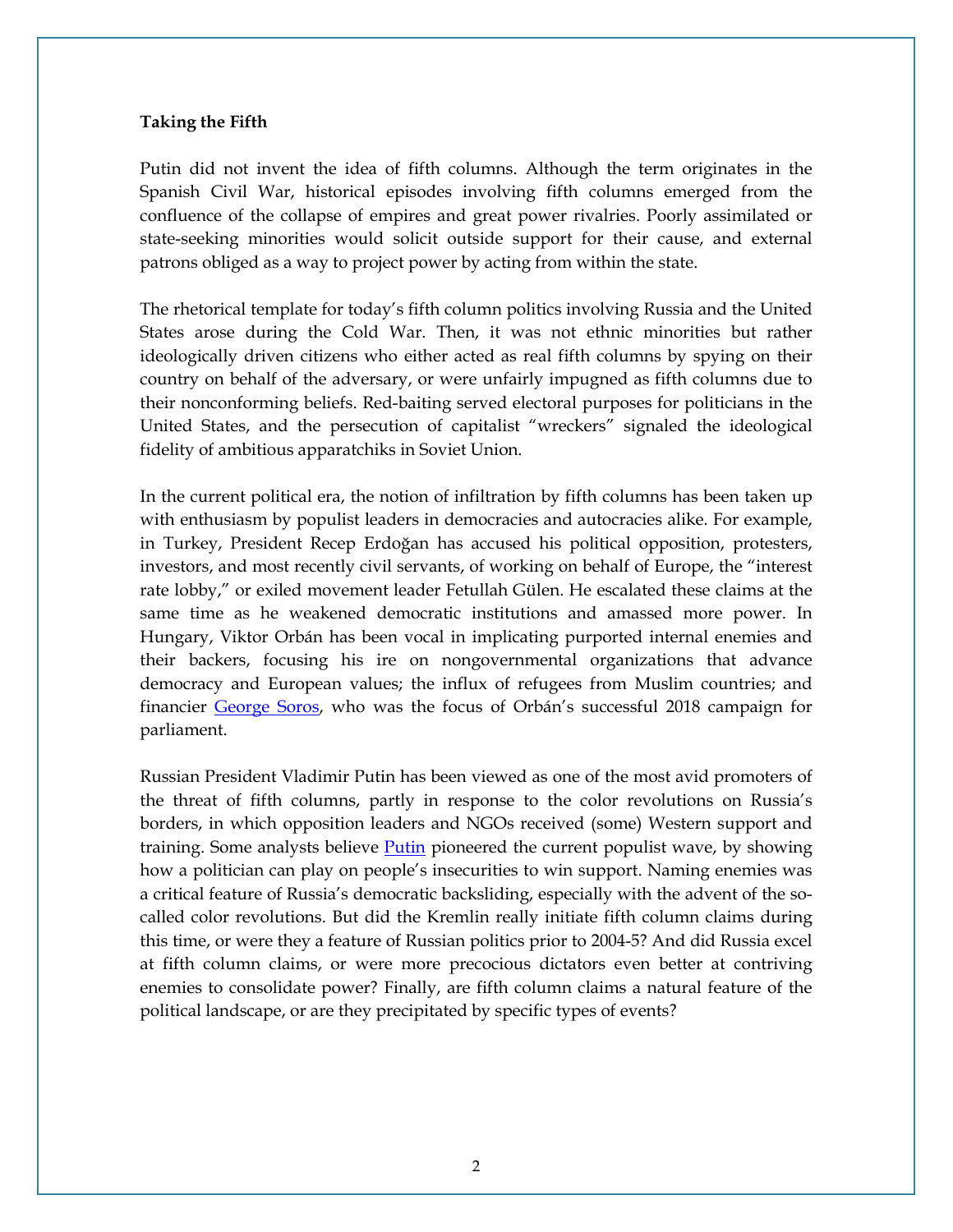**Taking the Fifth**

Putin did not invent the idea of fifth columns. Although the term originates in the Spanish Civil War, historical episodes involving fifth columns emerged from the confluence of the collapse of empires and great power rivalries. Poorly assimilated or state-seeking minorities would solicit outside support for their cause, and external patrons obliged as a way to project power by acting from within the state.

The rhetorical template for today's fifth column politics involving Russia and the United States arose during the Cold War. Then, it was not ethnic minorities but rather ideologically driven citizens who either acted as real fifth columns by spying on their country on behalf of the adversary, or were unfairly impugned as fifth columns due to their nonconforming beliefs. Red-baiting served electoral purposes for politicians in the United States, and the persecution of capitalist "wreckers" signaled the ideological fidelity of ambitious apparatchiks in Soviet Union.

In the current political era, the notion of infiltration by fifth columns has been taken up with enthusiasm by populist leaders in democracies and autocracies alike. For example, in Turkey, President Recep Erdoğan has accused his political opposition, protesters, investors, and most recently civil servants, of working on behalf of Europe, the "interest rate lobby," or exiled movement leader Fetullah Gülen. He escalated these claims at the same time as he weakened democratic institutions and amassed more power. In Hungary, Viktor Orbán has been vocal in implicating purported internal enemies and their backers, focusing his ire on nongovernmental organizations that advance democracy and European values; the influx of refugees from Muslim countries; and financier George Soros, who was the focus of Orbán's successful 2018 campaign for parliament.

Russian President Vladimir Putin has been viewed as one of the most avid promoters of the threat of fifth columns, partly in response to the color revolutions on Russia's borders, in which opposition leaders and NGOs received (some) Western support and training. Some analysts believe Putin pioneered the current populist wave, by showing how a politician can play on people's insecurities to win support. Naming enemies was a critical feature of Russia's democratic backsliding, especially with the advent of the so-called color revolutions. But did the Kremlin really initiate fifth column claims during this time, or were they a feature of Russian politics prior to 2004-5? And did Russia excel at fifth column claims, or were more precocious dictators even better at contriving enemies to consolidate power? Finally, are fifth column claims a natural feature of the political landscape, or are they precipitated by specific types of events?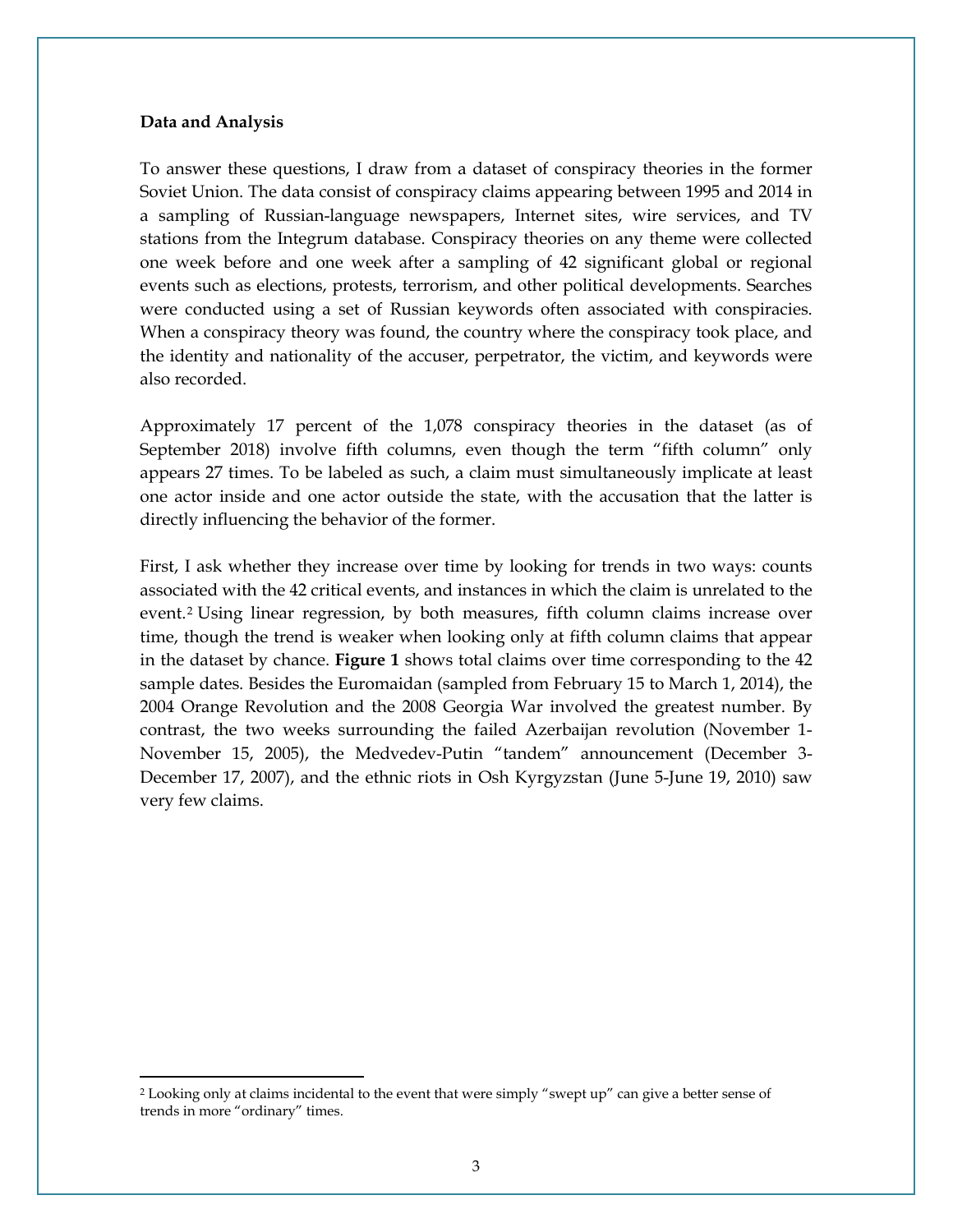**Data and Analysis**

To answer these questions, I draw from a dataset of conspiracy theories in the former Soviet Union. The data consist of conspiracy claims appearing between 1995 and 2014 in a sampling of Russian-language newspapers, Internet sites, wire services, and TV stations from the Integrum database. Conspiracy theories on any theme were collected one week before and one week after a sampling of 42 significant global or regional events such as elections, protests, terrorism, and other political developments. Searches were conducted using a set of Russian keywords often associated with conspiracies. When a conspiracy theory was found, the country where the conspiracy took place, and the identity and nationality of the accuser, perpetrator, the victim, and keywords were also recorded.

Approximately 17 percent of the 1,078 conspiracy theories in the dataset (as of September 2018) involve fifth columns, even though the term "fifth column" only appears 27 times. To be labeled as such, a claim must simultaneously implicate at least one actor inside and one actor outside the state, with the accusation that the latter is directly influencing the behavior of the former.

First, I ask whether they increase over time by looking for trends in two ways: counts associated with the 42 critical events, and instances in which the claim is unrelated to the event.[2] Using linear regression, by both measures, fifth column claims increase over time, though the trend is weaker when looking only at fifth column claims that appear in the dataset by chance. **Figure 1** shows total claims over time corresponding to the 42 sample dates. Besides the Euromaidan (sampled from February 15 to March 1, 2014), the 2004 Orange Revolution and the 2008 Georgia War involved the greatest number. By contrast, the two weeks surrounding the failed Azerbaijan revolution (November 1-November 15, 2005), the Medvedev-Putin "tandem" announcement (December 3-December 17, 2007), and the ethnic riots in Osh Kyrgyzstan (June 5-June 19, 2010) saw very few claims.

[2] Looking only at claims incidental to the event that were simply "swept up" can give a better sense of trends in more "ordinary" times.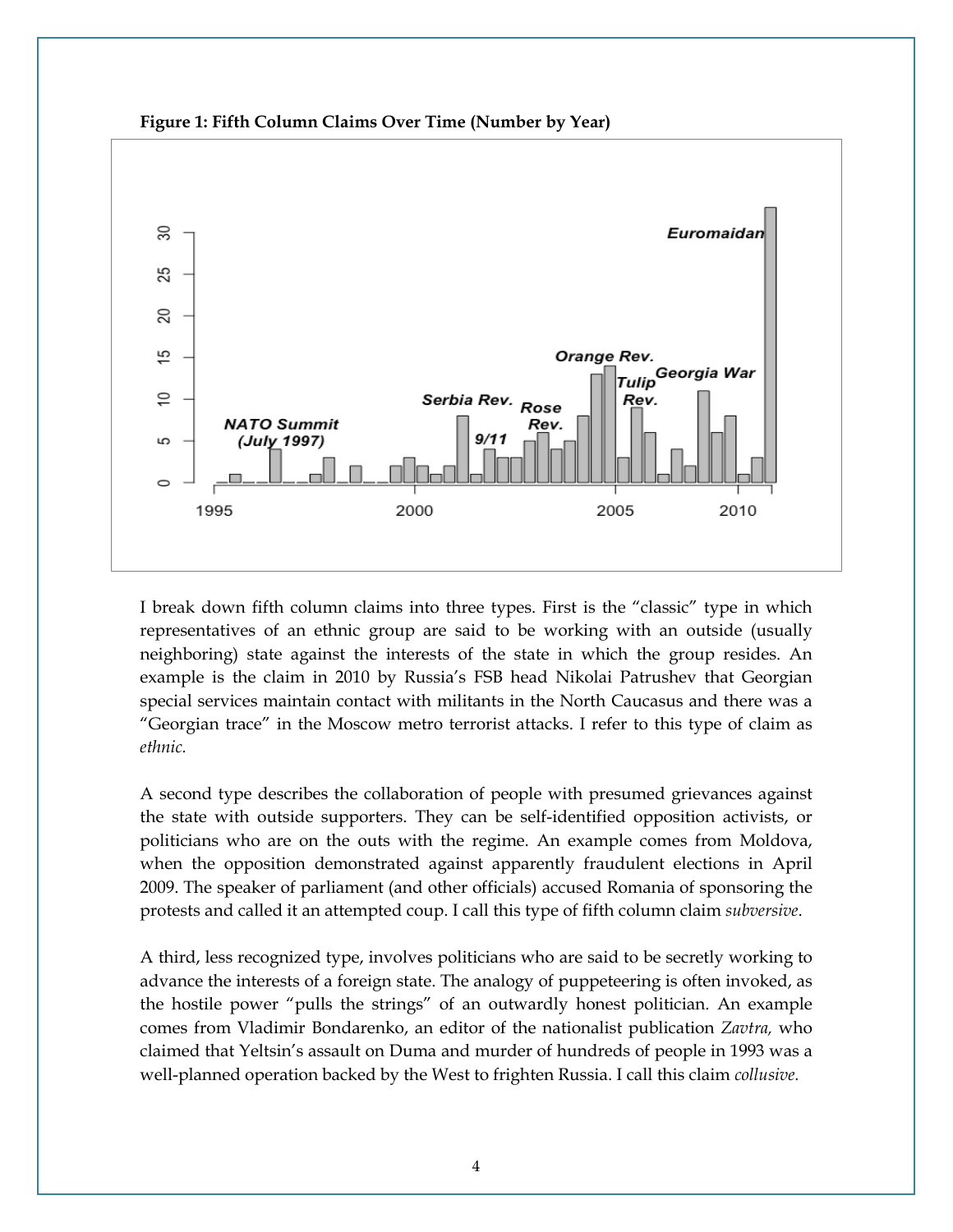**Figure 1: Fifth Column Claims Over Time (Number by Year)**

I break down fifth column claims into three types. First is the "classic" type in which representatives of an ethnic group are said to be working with an outside (usually neighboring) state against the interests of the state in which the group resides. An example is the claim in 2010 by Russia's FSB head Nikolai Patrushev that Georgian special services maintain contact with militants in the North Caucasus and there was a "Georgian trace" in the Moscow metro terrorist attacks. I refer to this type of claim as *ethnic.*

A second type describes the collaboration of people with presumed grievances against the state with outside supporters. They can be self-identified opposition activists, or politicians who are on the outs with the regime. An example comes from Moldova, when the opposition demonstrated against apparently fraudulent elections in April 2009. The speaker of parliament (and other officials) accused Romania of sponsoring the protests and called it an attempted coup. I call this type of fifth column claim *subversive*.

A third, less recognized type, involves politicians who are said to be secretly working to advance the interests of a foreign state. The analogy of puppeteering is often invoked, as the hostile power "pulls the strings" of an outwardly honest politician. An example comes from Vladimir Bondarenko, an editor of the nationalist publication *Zavtra,* who claimed that Yeltsin's assault on Duma and murder of hundreds of people in 1993 was a well-planned operation backed by the West to frighten Russia. I call this claim *collusive.*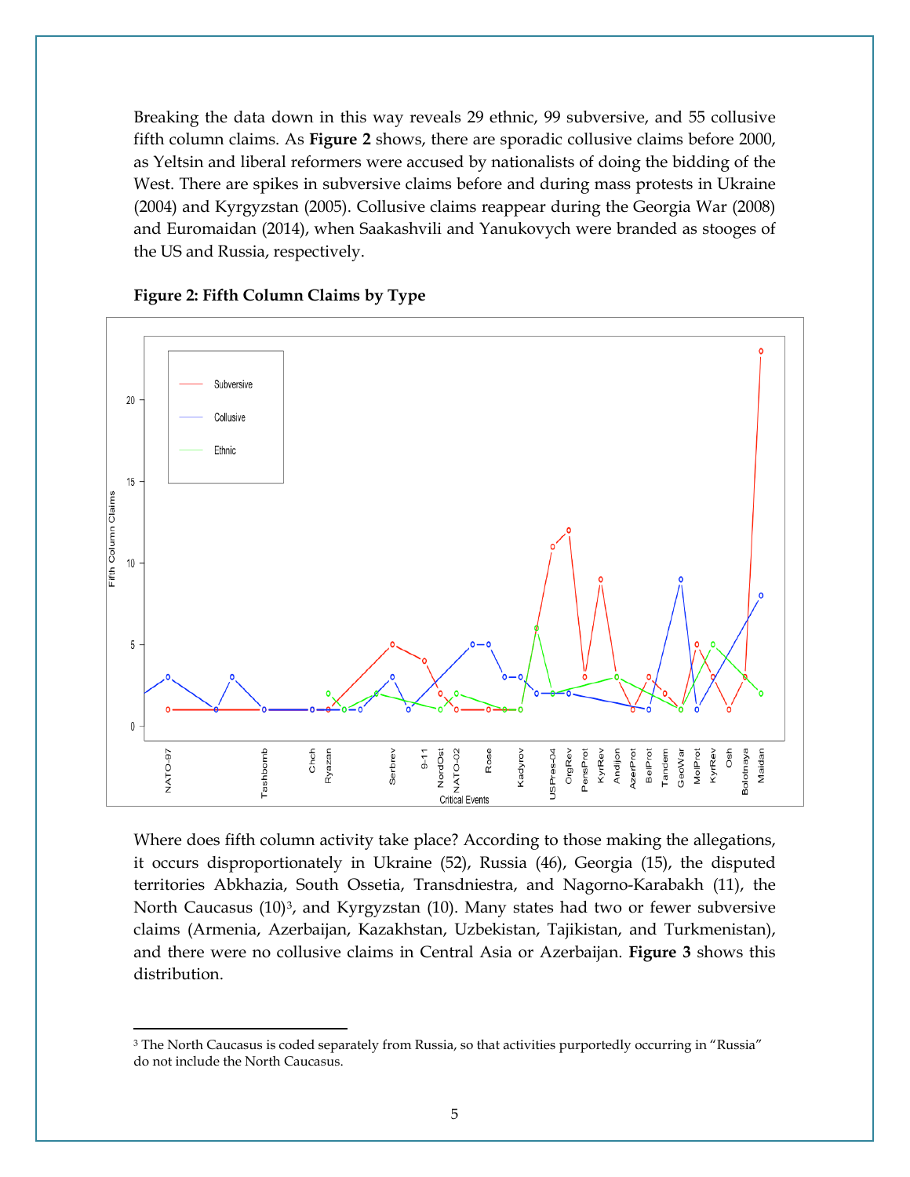Breaking the data down in this way reveals 29 ethnic, 99 subversive, and 55 collusive fifth column claims. As **Figure 2** shows, there are sporadic collusive claims before 2000, as Yeltsin and liberal reformers were accused by nationalists of doing the bidding of the West. There are spikes in subversive claims before and during mass protests in Ukraine (2004) and Kyrgyzstan (2005). Collusive claims reappear during the Georgia War (2008) and Euromaidan (2014), when Saakashvili and Yanukovych were branded as stooges of the US and Russia, respectively.

**Figure 2: Fifth Column Claims by Type**

Where does fifth column activity take place? According to those making the allegations, it occurs disproportionately in Ukraine (52), Russia (46), Georgia (15), the disputed territories Abkhazia, South Ossetia, Transdniestra, and Nagorno-Karabakh (11), the North Caucasus (10)[3], and Kyrgyzstan (10). Many states had two or fewer subversive claims (Armenia, Azerbaijan, Kazakhstan, Uzbekistan, Tajikistan, and Turkmenistan), and there were no collusive claims in Central Asia or Azerbaijan. **Figure 3** shows this distribution.

[3] The North Caucasus is coded separately from Russia, so that activities purportedly occurring in "Russia" do not include the North Caucasus.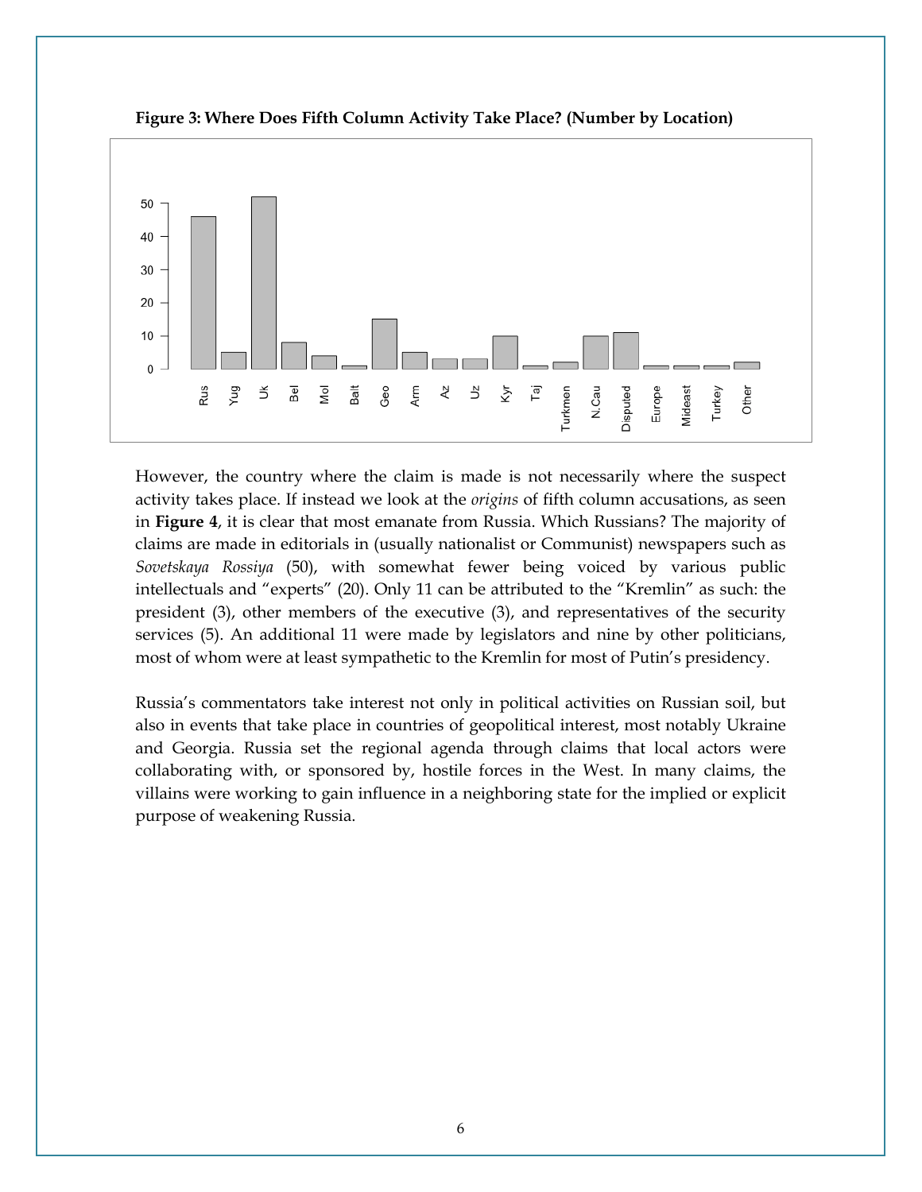**Figure 3: Where Does Fifth Column Activity Take Place? (Number by Location)**

However, the country where the claim is made is not necessarily where the suspect activity takes place. If instead we look at the *origins* of fifth column accusations, as seen in **Figure 4**, it is clear that most emanate from Russia. Which Russians? The majority of claims are made in editorials in (usually nationalist or Communist) newspapers such as *Sovetskaya Rossiya* (50), with somewhat fewer being voiced by various public intellectuals and "experts" (20). Only 11 can be attributed to the "Kremlin" as such: the president (3), other members of the executive (3), and representatives of the security services (5). An additional 11 were made by legislators and nine by other politicians, most of whom were at least sympathetic to the Kremlin for most of Putin's presidency.

Russia's commentators take interest not only in political activities on Russian soil, but also in events that take place in countries of geopolitical interest, most notably Ukraine and Georgia. Russia set the regional agenda through claims that local actors were collaborating with, or sponsored by, hostile forces in the West. In many claims, the villains were working to gain influence in a neighboring state for the implied or explicit purpose of weakening Russia.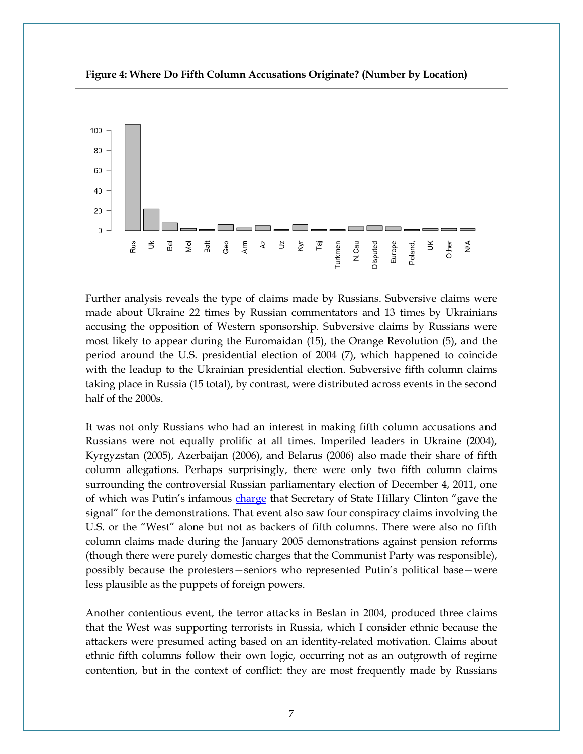**Figure 4: Where Do Fifth Column Accusations Originate? (Number by Location)**

Further analysis reveals the type of claims made by Russians. Subversive claims were made about Ukraine 22 times by Russian commentators and 13 times by Ukrainians accusing the opposition of Western sponsorship. Subversive claims by Russians were most likely to appear during the Euromaidan (15), the Orange Revolution (5), and the period around the U.S. presidential election of 2004 (7), which happened to coincide with the leadup to the Ukrainian presidential election. Subversive fifth column claims taking place in Russia (15 total), by contrast, were distributed across events in the second half of the 2000s.

It was not only Russians who had an interest in making fifth column accusations and Russians were not equally prolific at all times. Imperiled leaders in Ukraine (2004), Kyrgyzstan (2005), Azerbaijan (2006), and Belarus (2006) also made their share of fifth column allegations. Perhaps surprisingly, there were only two fifth column claims surrounding the controversial Russian parliamentary election of December 4, 2011, one of which was Putin's infamous charge that Secretary of State Hillary Clinton "gave the signal" for the demonstrations. That event also saw four conspiracy claims involving the U.S. or the "West" alone but not as backers of fifth columns. There were also no fifth column claims made during the January 2005 demonstrations against pension reforms (though there were purely domestic charges that the Communist Party was responsible), possibly because the protesters—seniors who represented Putin's political base—were less plausible as the puppets of foreign powers.

Another contentious event, the terror attacks in Beslan in 2004, produced three claims that the West was supporting terrorists in Russia, which I consider ethnic because the attackers were presumed acting based on an identity-related motivation. Claims about ethnic fifth columns follow their own logic, occurring not as an outgrowth of regime contention, but in the context of conflict: they are most frequently made by Russians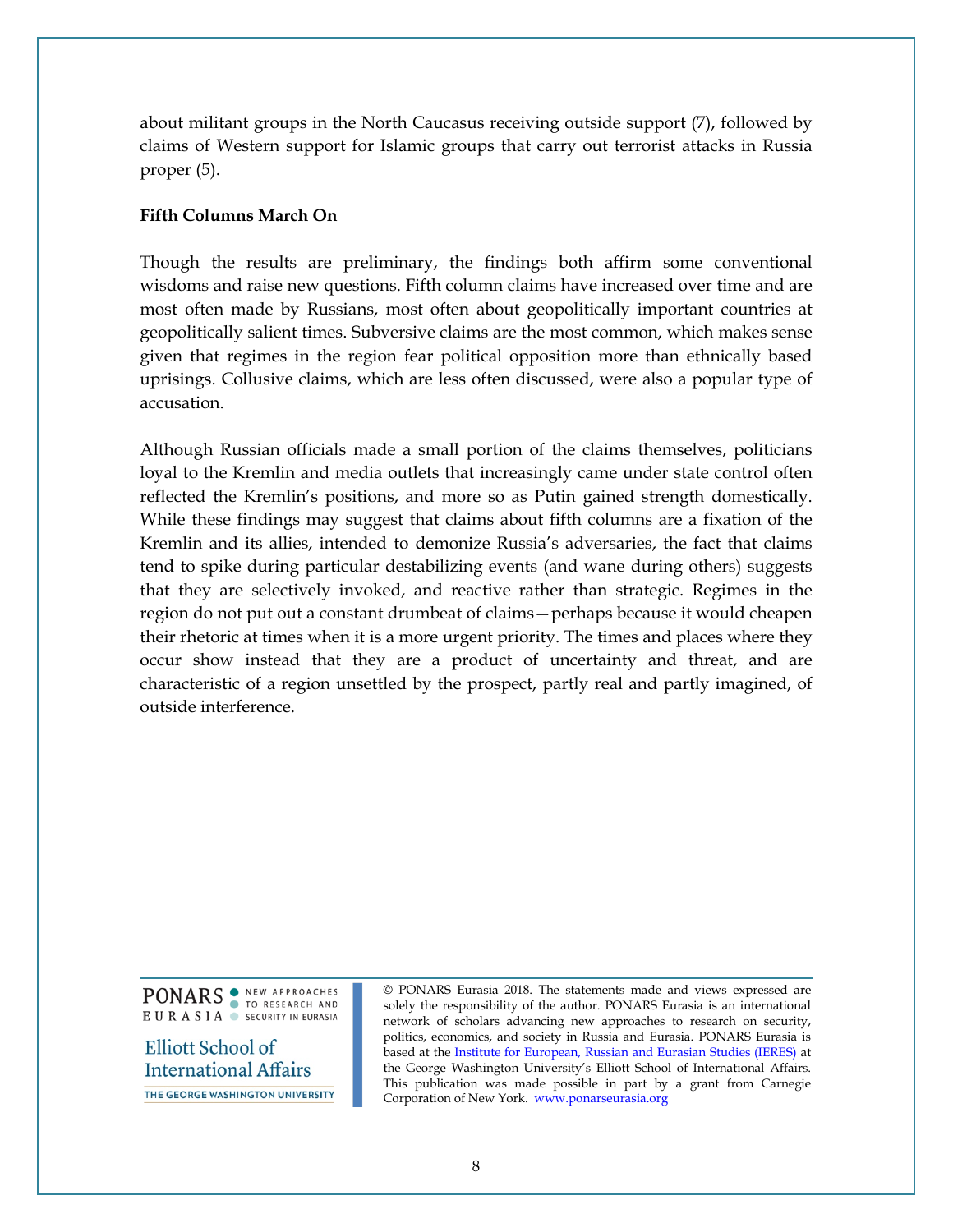about militant groups in the North Caucasus receiving outside support (7), followed by claims of Western support for Islamic groups that carry out terrorist attacks in Russia proper (5).

**Fifth Columns March On**

Though the results are preliminary, the findings both affirm some conventional wisdoms and raise new questions. Fifth column claims have increased over time and are most often made by Russians, most often about geopolitically important countries at geopolitically salient times. Subversive claims are the most common, which makes sense given that regimes in the region fear political opposition more than ethnically based uprisings. Collusive claims, which are less often discussed, were also a popular type of accusation.

Although Russian officials made a small portion of the claims themselves, politicians loyal to the Kremlin and media outlets that increasingly came under state control often reflected the Kremlin's positions, and more so as Putin gained strength domestically. While these findings may suggest that claims about fifth columns are a fixation of the Kremlin and its allies, intended to demonize Russia's adversaries, the fact that claims tend to spike during particular destabilizing events (and wane during others) suggests that they are selectively invoked, and reactive rather than strategic. Regimes in the region do not put out a constant drumbeat of claims—perhaps because it would cheapen their rhetoric at times when it is a more urgent priority. The times and places where they occur show instead that they are a product of uncertainty and threat, and are characteristic of a region unsettled by the prospect, partly real and partly imagined, of outside interference.

PONARS EURASIA NEW APPROACHES TO RESEARCH AND SECURITY IN EURASIA

Elliott School of International Affairs
THE GEORGE WASHINGTON UNIVERSITY

© PONARS Eurasia 2018. The statements made and views expressed are solely the responsibility of the author. PONARS Eurasia is an international network of scholars advancing new approaches to research on security, politics, economics, and society in Russia and Eurasia. PONARS Eurasia is based at the Institute for European, Russian and Eurasian Studies (IERES) at the George Washington University's Elliott School of International Affairs. This publication was made possible in part by a grant from Carnegie Corporation of New York. www.ponarseurasia.org